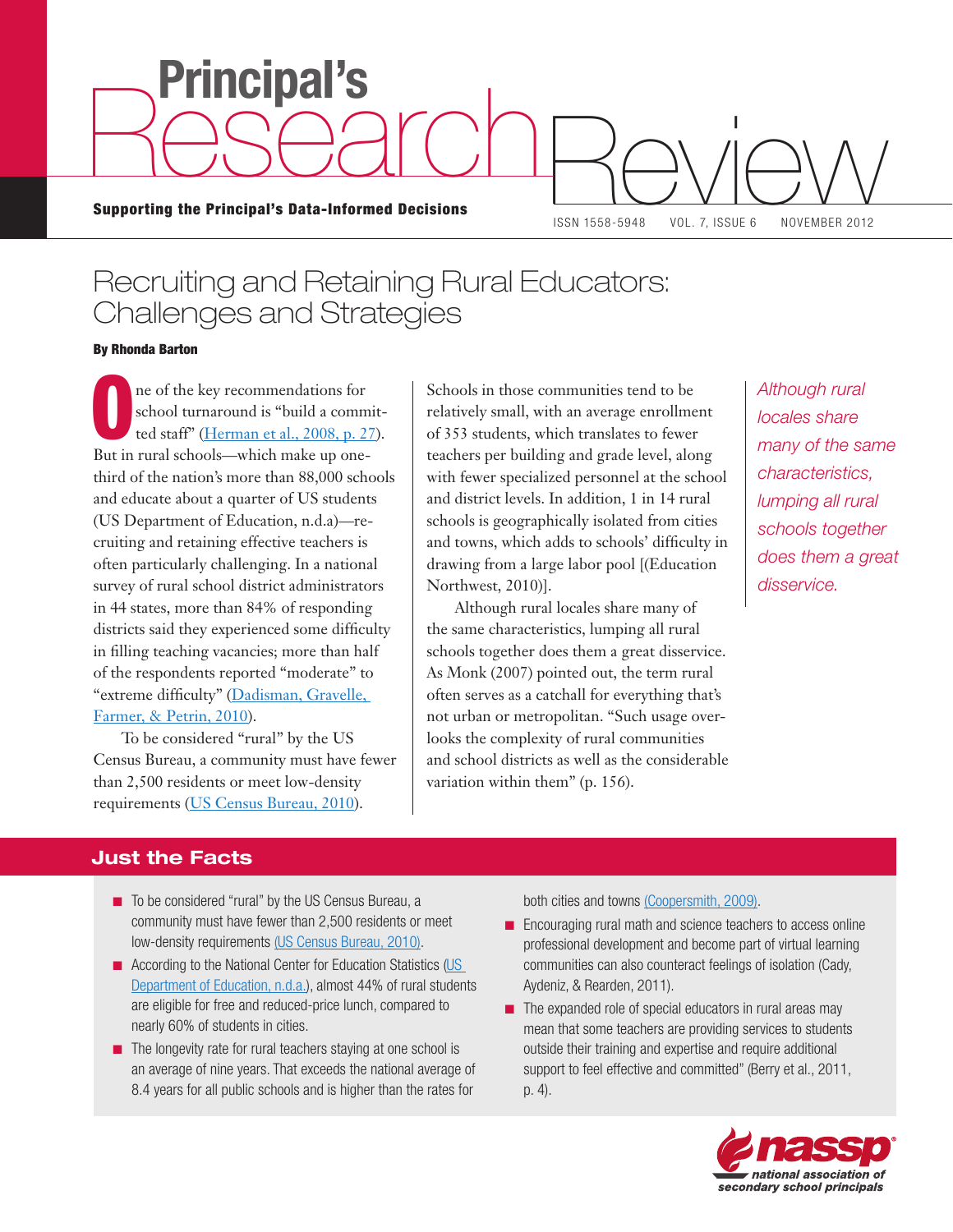# Principal's Research Review

**Supporting the Principal's Data-Informed Decisions**

ISSN 1558-5948 VOL. 7, ISSUE 6 NOVEMBER 2012

## Recruiting and Retaining Rural Educators: Challenges and Strategies

**By Rhonda Barton**

One of the key recommendations for school turnaround is "build a committed staff" (Herman et al., 2008, p. 27). But in rural schools—which make up one-third of the nation's more than 88,000 schools and educate about a quarter of US students (US Department of Education, n.d.a)—recruiting and retaining effective teachers is often particularly challenging. In a national survey of rural school district administrators in 44 states, more than 84% of responding districts said they experienced some difficulty in filling teaching vacancies; more than half of the respondents reported "moderate" to "extreme difficulty" (Dadisman, Gravelle, Farmer, & Petrin, 2010).

To be considered "rural" by the US Census Bureau, a community must have fewer than 2,500 residents or meet low-density requirements (US Census Bureau, 2010). Schools in those communities tend to be relatively small, with an average enrollment of 353 students, which translates to fewer teachers per building and grade level, along with fewer specialized personnel at the school and district levels. In addition, 1 in 14 rural schools is geographically isolated from cities and towns, which adds to schools' difficulty in drawing from a large labor pool [(Education Northwest, 2010)].

Although rural locales share many of the same characteristics, lumping all rural schools together does them a great disservice. As Monk (2007) pointed out, the term rural often serves as a catchall for everything that's not urban or metropolitan. "Such usage overlooks the complexity of rural communities and school districts as well as the considerable variation within them" (p. 156).

*Although rural locales share many of the same characteristics, lumping all rural schools together does them a great disservice.*

### Just the Facts

- To be considered "rural" by the US Census Bureau, a community must have fewer than 2,500 residents or meet low-density requirements (US Census Bureau, 2010).
- According to the National Center for Education Statistics (US Department of Education, n.d.a.), almost 44% of rural students are eligible for free and reduced-price lunch, compared to nearly 60% of students in cities.
- The longevity rate for rural teachers staying at one school is an average of nine years. That exceeds the national average of 8.4 years for all public schools and is higher than the rates for both cities and towns (Coopersmith, 2009).
- Encouraging rural math and science teachers to access online professional development and become part of virtual learning communities can also counteract feelings of isolation (Cady, Aydeniz, & Rearden, 2011).
- The expanded role of special educators in rural areas may mean that some teachers are providing services to students outside their training and expertise and require additional support to feel effective and committed" (Berry et al., 2011, p. 4).

nassp national association of secondary school principals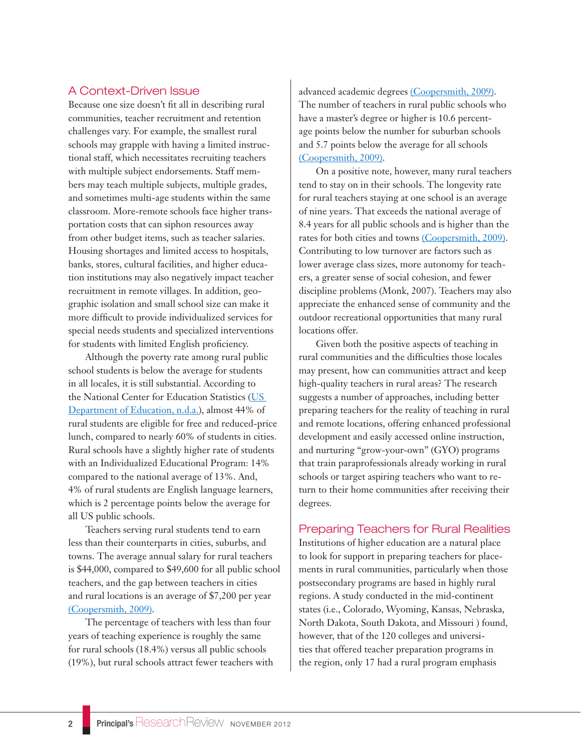## A Context-Driven Issue

Because one size doesn't fit all in describing rural communities, teacher recruitment and retention challenges vary. For example, the smallest rural schools may grapple with having a limited instructional staff, which necessitates recruiting teachers with multiple subject endorsements. Staff members may teach multiple subjects, multiple grades, and sometimes multi-age students within the same classroom. More-remote schools face higher transportation costs that can siphon resources away from other budget items, such as teacher salaries. Housing shortages and limited access to hospitals, banks, stores, cultural facilities, and higher education institutions may also negatively impact teacher recruitment in remote villages. In addition, geographic isolation and small school size can make it more difficult to provide individualized services for special needs students and specialized interventions for students with limited English proficiency.

Although the poverty rate among rural public school students is below the average for students in all locales, it is still substantial. According to the National Center for Education Statistics (US Department of Education, n.d.a.), almost 44% of rural students are eligible for free and reduced-price lunch, compared to nearly 60% of students in cities. Rural schools have a slightly higher rate of students with an Individualized Educational Program: 14% compared to the national average of 13%. And, 4% of rural students are English language learners, which is 2 percentage points below the average for all US public schools.

Teachers serving rural students tend to earn less than their counterparts in cities, suburbs, and towns. The average annual salary for rural teachers is $44,000, compared to $49,600 for all public school teachers, and the gap between teachers in cities and rural locations is an average of $7,200 per year (Coopersmith, 2009).

The percentage of teachers with less than four years of teaching experience is roughly the same for rural schools (18.4%) versus all public schools (19%), but rural schools attract fewer teachers with advanced academic degrees (Coopersmith, 2009). The number of teachers in rural public schools who have a master's degree or higher is 10.6 percentage points below the number for suburban schools and 5.7 points below the average for all schools (Coopersmith, 2009).

On a positive note, however, many rural teachers tend to stay on in their schools. The longevity rate for rural teachers staying at one school is an average of nine years. That exceeds the national average of 8.4 years for all public schools and is higher than the rates for both cities and towns (Coopersmith, 2009). Contributing to low turnover are factors such as lower average class sizes, more autonomy for teachers, a greater sense of social cohesion, and fewer discipline problems (Monk, 2007). Teachers may also appreciate the enhanced sense of community and the outdoor recreational opportunities that many rural locations offer.

Given both the positive aspects of teaching in rural communities and the difficulties those locales may present, how can communities attract and keep high-quality teachers in rural areas? The research suggests a number of approaches, including better preparing teachers for the reality of teaching in rural and remote locations, offering enhanced professional development and easily accessed online instruction, and nurturing "grow-your-own" (GYO) programs that train paraprofessionals already working in rural schools or target aspiring teachers who want to return to their home communities after receiving their degrees.

## Preparing Teachers for Rural Realities

Institutions of higher education are a natural place to look for support in preparing teachers for placements in rural communities, particularly when those postsecondary programs are based in highly rural regions. A study conducted in the mid-continent states (i.e., Colorado, Wyoming, Kansas, Nebraska, North Dakota, South Dakota, and Missouri ) found, however, that of the 120 colleges and universities that offered teacher preparation programs in the region, only 17 had a rural program emphasis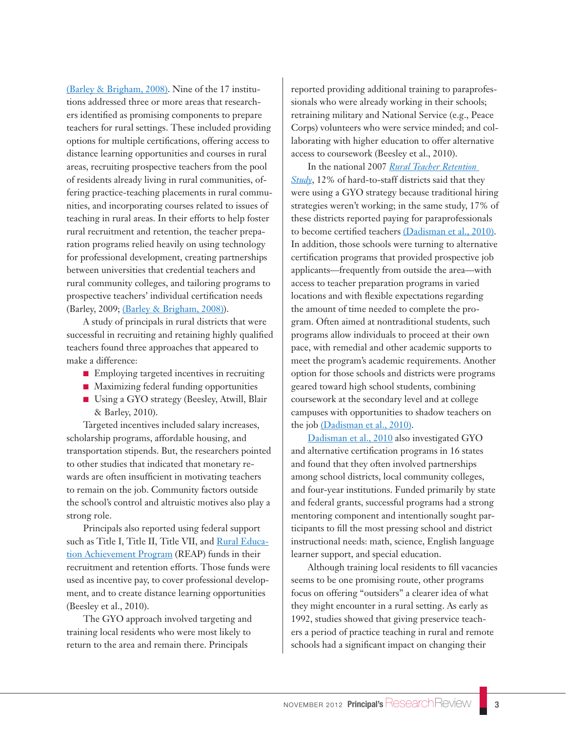(Barley & Brigham, 2008). Nine of the 17 institutions addressed three or more areas that researchers identified as promising components to prepare teachers for rural settings. These included providing options for multiple certifications, offering access to distance learning opportunities and courses in rural areas, recruiting prospective teachers from the pool of residents already living in rural communities, offering practice-teaching placements in rural communities, and incorporating courses related to issues of teaching in rural areas. In their efforts to help foster rural recruitment and retention, the teacher preparation programs relied heavily on using technology for professional development, creating partnerships between universities that credential teachers and rural community colleges, and tailoring programs to prospective teachers' individual certification needs (Barley, 2009; (Barley & Brigham, 2008)).

A study of principals in rural districts that were successful in recruiting and retaining highly qualified teachers found three approaches that appeared to make a difference:

- Employing targeted incentives in recruiting
- Maximizing federal funding opportunities
- Using a GYO strategy (Beesley, Atwill, Blair & Barley, 2010).

Targeted incentives included salary increases, scholarship programs, affordable housing, and transportation stipends. But, the researchers pointed to other studies that indicated that monetary rewards are often insufficient in motivating teachers to remain on the job. Community factors outside the school's control and altruistic motives also play a strong role.

Principals also reported using federal support such as Title I, Title II, Title VII, and Rural Education Achievement Program (REAP) funds in their recruitment and retention efforts. Those funds were used as incentive pay, to cover professional development, and to create distance learning opportunities (Beesley et al., 2010).

The GYO approach involved targeting and training local residents who were most likely to return to the area and remain there. Principals reported providing additional training to paraprofessionals who were already working in their schools; retraining military and National Service (e.g., Peace Corps) volunteers who were service minded; and collaborating with higher education to offer alternative access to coursework (Beesley et al., 2010).

In the national 2007 *Rural Teacher Retention Study*, 12% of hard-to-staff districts said that they were using a GYO strategy because traditional hiring strategies weren't working; in the same study, 17% of these districts reported paying for paraprofessionals to become certified teachers (Dadisman et al., 2010). In addition, those schools were turning to alternative certification programs that provided prospective job applicants—frequently from outside the area—with access to teacher preparation programs in varied locations and with flexible expectations regarding the amount of time needed to complete the program. Often aimed at nontraditional students, such programs allow individuals to proceed at their own pace, with remedial and other academic supports to meet the program's academic requirements. Another option for those schools and districts were programs geared toward high school students, combining coursework at the secondary level and at college campuses with opportunities to shadow teachers on the job (Dadisman et al., 2010).

Dadisman et al., 2010 also investigated GYO and alternative certification programs in 16 states and found that they often involved partnerships among school districts, local community colleges, and four-year institutions. Funded primarily by state and federal grants, successful programs had a strong mentoring component and intentionally sought participants to fill the most pressing school and district instructional needs: math, science, English language learner support, and special education.

Although training local residents to fill vacancies seems to be one promising route, other programs focus on offering "outsiders" a clearer idea of what they might encounter in a rural setting. As early as 1992, studies showed that giving preservice teachers a period of practice teaching in rural and remote schools had a significant impact on changing their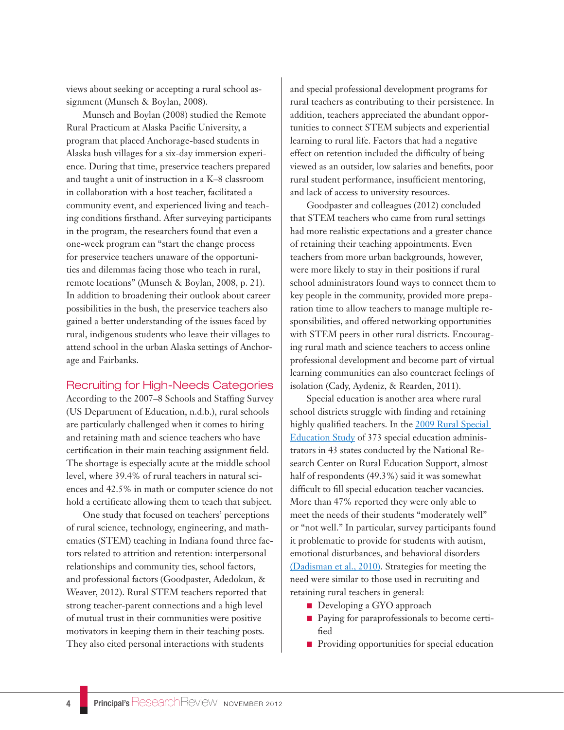views about seeking or accepting a rural school assignment (Munsch & Boylan, 2008).

Munsch and Boylan (2008) studied the Remote Rural Practicum at Alaska Pacific University, a program that placed Anchorage-based students in Alaska bush villages for a six-day immersion experience. During that time, preservice teachers prepared and taught a unit of instruction in a K–8 classroom in collaboration with a host teacher, facilitated a community event, and experienced living and teaching conditions firsthand. After surveying participants in the program, the researchers found that even a one-week program can "start the change process for preservice teachers unaware of the opportunities and dilemmas facing those who teach in rural, remote locations" (Munsch & Boylan, 2008, p. 21). In addition to broadening their outlook about career possibilities in the bush, the preservice teachers also gained a better understanding of the issues faced by rural, indigenous students who leave their villages to attend school in the urban Alaska settings of Anchorage and Fairbanks.

## Recruiting for High-Needs Categories

According to the 2007–8 Schools and Staffing Survey (US Department of Education, n.d.b.), rural schools are particularly challenged when it comes to hiring and retaining math and science teachers who have certification in their main teaching assignment field. The shortage is especially acute at the middle school level, where 39.4% of rural teachers in natural sciences and 42.5% in math or computer science do not hold a certificate allowing them to teach that subject.

One study that focused on teachers' perceptions of rural science, technology, engineering, and mathematics (STEM) teaching in Indiana found three factors related to attrition and retention: interpersonal relationships and community ties, school factors, and professional factors (Goodpaster, Adedokun, & Weaver, 2012). Rural STEM teachers reported that strong teacher-parent connections and a high level of mutual trust in their communities were positive motivators in keeping them in their teaching posts. They also cited personal interactions with students and special professional development programs for rural teachers as contributing to their persistence. In addition, teachers appreciated the abundant opportunities to connect STEM subjects and experiential learning to rural life. Factors that had a negative effect on retention included the difficulty of being viewed as an outsider, low salaries and benefits, poor rural student performance, insufficient mentoring, and lack of access to university resources.

Goodpaster and colleagues (2012) concluded that STEM teachers who came from rural settings had more realistic expectations and a greater chance of retaining their teaching appointments. Even teachers from more urban backgrounds, however, were more likely to stay in their positions if rural school administrators found ways to connect them to key people in the community, provided more preparation time to allow teachers to manage multiple responsibilities, and offered networking opportunities with STEM peers in other rural districts. Encouraging rural math and science teachers to access online professional development and become part of virtual learning communities can also counteract feelings of isolation (Cady, Aydeniz, & Rearden, 2011).

Special education is another area where rural school districts struggle with finding and retaining highly qualified teachers. In the 2009 Rural Special Education Study of 373 special education administrators in 43 states conducted by the National Research Center on Rural Education Support, almost half of respondents (49.3%) said it was somewhat difficult to fill special education teacher vacancies. More than 47% reported they were only able to meet the needs of their students "moderately well" or "not well." In particular, survey participants found it problematic to provide for students with autism, emotional disturbances, and behavioral disorders (Dadisman et al., 2010). Strategies for meeting the need were similar to those used in recruiting and retaining rural teachers in general:

- Developing a GYO approach
- Paying for paraprofessionals to become certified
- Providing opportunities for special education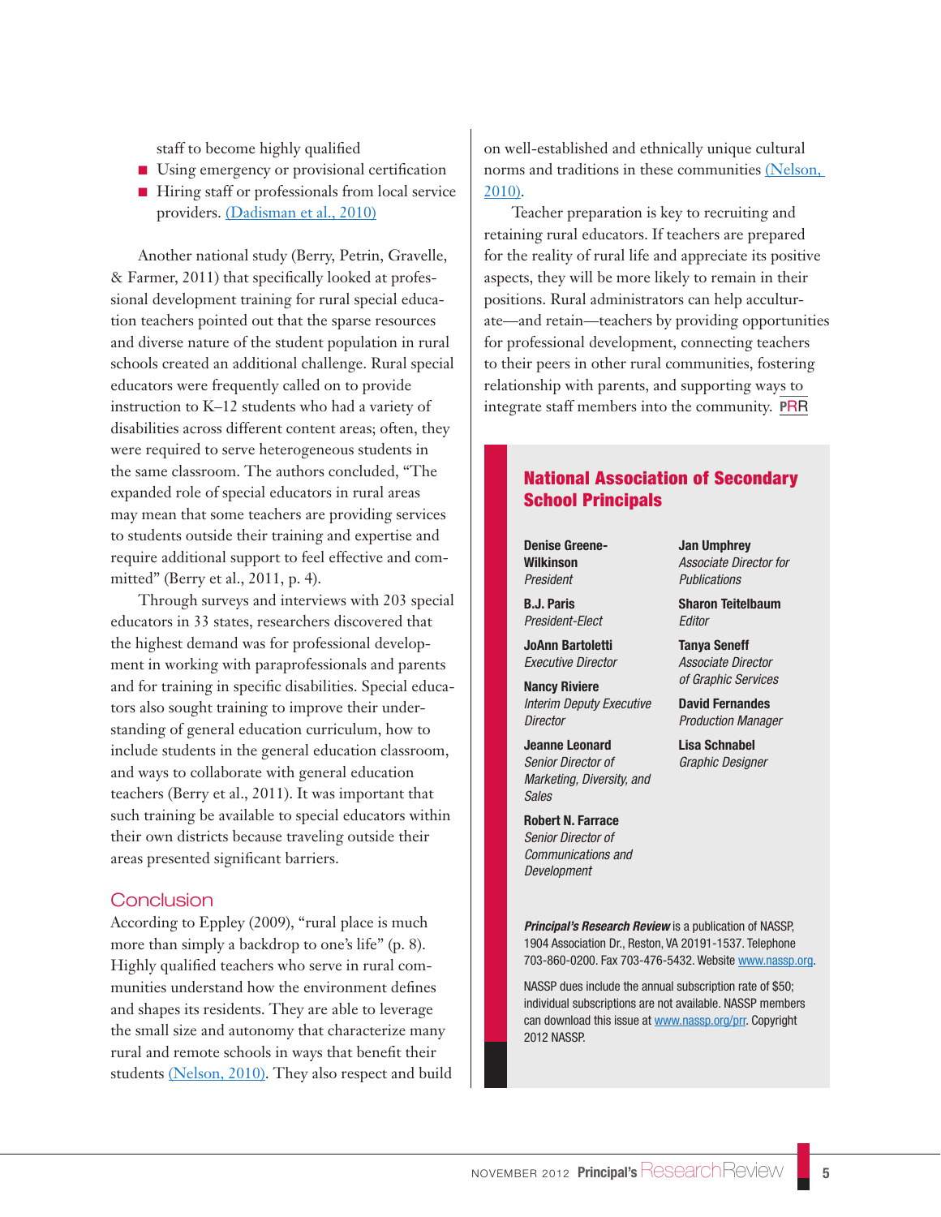staff to become highly qualified

- Using emergency or provisional certification
- Hiring staff or professionals from local service providers. (Dadisman et al., 2010)

Another national study (Berry, Petrin, Gravelle, & Farmer, 2011) that specifically looked at professional development training for rural special education teachers pointed out that the sparse resources and diverse nature of the student population in rural schools created an additional challenge. Rural special educators were frequently called on to provide instruction to K–12 students who had a variety of disabilities across different content areas; often, they were required to serve heterogeneous students in the same classroom. The authors concluded, "The expanded role of special educators in rural areas may mean that some teachers are providing services to students outside their training and expertise and require additional support to feel effective and committed" (Berry et al., 2011, p. 4).

Through surveys and interviews with 203 special educators in 33 states, researchers discovered that the highest demand was for professional development in working with paraprofessionals and parents and for training in specific disabilities. Special educators also sought training to improve their understanding of general education curriculum, how to include students in the general education classroom, and ways to collaborate with general education teachers (Berry et al., 2011). It was important that such training be available to special educators within their own districts because traveling outside their areas presented significant barriers.

## Conclusion

According to Eppley (2009), "rural place is much more than simply a backdrop to one's life" (p. 8). Highly qualified teachers who serve in rural communities understand how the environment defines and shapes its residents. They are able to leverage the small size and autonomy that characterize many rural and remote schools in ways that benefit their students (Nelson, 2010). They also respect and build on well-established and ethnically unique cultural norms and traditions in these communities (Nelson, 2010).

Teacher preparation is key to recruiting and retaining rural educators. If teachers are prepared for the reality of rural life and appreciate its positive aspects, they will be more likely to remain in their positions. Rural administrators can help acculturate—and retain—teachers by providing opportunities for professional development, connecting teachers to their peers in other rural communities, fostering relationship with parents, and supporting ways to integrate staff members into the community. PRR

## National Association of Secondary School Principals

**Denise Greene-Wilkinson**
*President*

**B.J. Paris**
*President-Elect*

**JoAnn Bartoletti**
*Executive Director*

**Nancy Riviere**
*Interim Deputy Executive Director*

**Jeanne Leonard**
*Senior Director of Marketing, Diversity, and Sales*

**Robert N. Farrace**
*Senior Director of Communications and Development*

**Jan Umphrey**
*Associate Director for Publications*

**Sharon Teitelbaum**
*Editor*

**Tanya Seneff**
*Associate Director of Graphic Services*

**David Fernandes**
*Production Manager*

**Lisa Schnabel**
*Graphic Designer*

***Principal's Research Review*** is a publication of NASSP, 1904 Association Dr., Reston, VA 20191-1537. Telephone 703-860-0200. Fax 703-476-5432. Website www.nassp.org.

NASSP dues include the annual subscription rate of $50; individual subscriptions are not available. NASSP members can download this issue at www.nassp.org/prr. Copyright 2012 NASSP.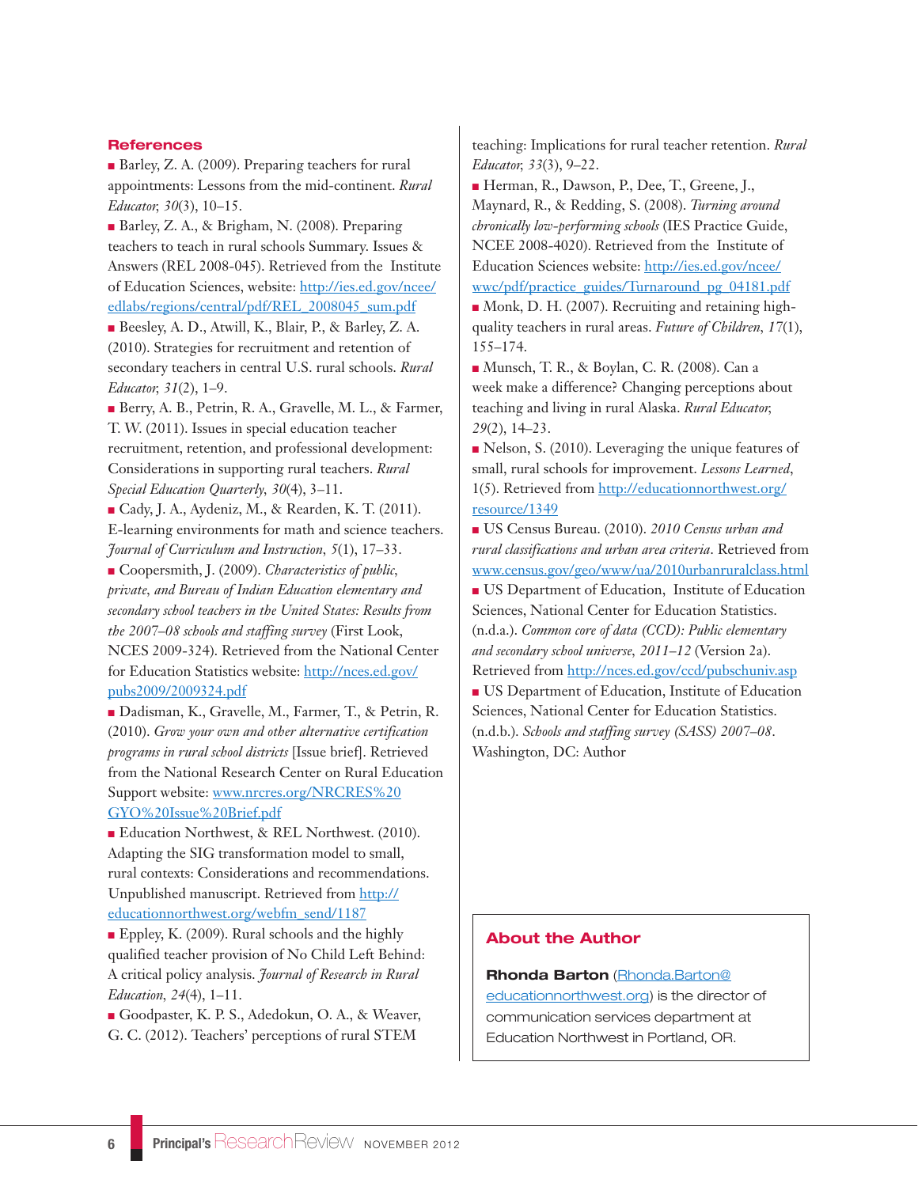## References

- Barley, Z. A. (2009). Preparing teachers for rural appointments: Lessons from the mid-continent. *Rural Educator, 30*(3), 10–15.
- Barley, Z. A., & Brigham, N. (2008). Preparing teachers to teach in rural schools Summary. Issues & Answers (REL 2008-045). Retrieved from the Institute of Education Sciences, website: http://ies.ed.gov/ncee/edlabs/regions/central/pdf/REL_2008045_sum.pdf
- Beesley, A. D., Atwill, K., Blair, P., & Barley, Z. A. (2010). Strategies for recruitment and retention of secondary teachers in central U.S. rural schools. *Rural Educator, 31*(2), 1–9.
- Berry, A. B., Petrin, R. A., Gravelle, M. L., & Farmer, T. W. (2011). Issues in special education teacher recruitment, retention, and professional development: Considerations in supporting rural teachers. *Rural Special Education Quarterly, 30*(4), 3–11.
- Cady, J. A., Aydeniz, M., & Rearden, K. T. (2011). E-learning environments for math and science teachers. *Journal of Curriculum and Instruction, 5*(1), 17–33.
- Coopersmith, J. (2009). *Characteristics of public, private, and Bureau of Indian Education elementary and secondary school teachers in the United States: Results from the 2007–08 schools and staffing survey* (First Look, NCES 2009-324). Retrieved from the National Center for Education Statistics website: http://nces.ed.gov/pubs2009/2009324.pdf
- Dadisman, K., Gravelle, M., Farmer, T., & Petrin, R. (2010). *Grow your own and other alternative certification programs in rural school districts* [Issue brief]. Retrieved from the National Research Center on Rural Education Support website: www.nrcres.org/NRCRES%20GYO%20Issue%20Brief.pdf
- Education Northwest, & REL Northwest. (2010). Adapting the SIG transformation model to small, rural contexts: Considerations and recommendations. Unpublished manuscript. Retrieved from http://educationnorthwest.org/webfm_send/1187
- Eppley, K. (2009). Rural schools and the highly qualified teacher provision of No Child Left Behind: A critical policy analysis. *Journal of Research in Rural Education, 24*(4), 1–11.
- Goodpaster, K. P. S., Adedokun, O. A., & Weaver, G. C. (2012). Teachers' perceptions of rural STEM teaching: Implications for rural teacher retention. *Rural Educator, 33*(3), 9–22.
- Herman, R., Dawson, P., Dee, T., Greene, J., Maynard, R., & Redding, S. (2008). *Turning around chronically low-performing schools* (IES Practice Guide, NCEE 2008-4020). Retrieved from the Institute of Education Sciences website: http://ies.ed.gov/ncee/wwc/pdf/practice_guides/Turnaround_pg_04181.pdf
- Monk, D. H. (2007). Recruiting and retaining high-quality teachers in rural areas. *Future of Children, 17*(1), 155–174.
- Munsch, T. R., & Boylan, C. R. (2008). Can a week make a difference? Changing perceptions about teaching and living in rural Alaska. *Rural Educator, 29*(2), 14–23.
- Nelson, S. (2010). Leveraging the unique features of small, rural schools for improvement. *Lessons Learned*, 1(5). Retrieved from http://educationnorthwest.org/resource/1349
- US Census Bureau. (2010). *2010 Census urban and rural classifications and urban area criteria*. Retrieved from www.census.gov/geo/www/ua/2010urbanruralclass.html
- US Department of Education, Institute of Education Sciences, National Center for Education Statistics. (n.d.a.). *Common core of data (CCD): Public elementary and secondary school universe, 2011–12* (Version 2a). Retrieved from http://nces.ed.gov/ccd/pubschuniv.asp
- US Department of Education, Institute of Education Sciences, National Center for Education Statistics. (n.d.b.). *Schools and staffing survey (SASS) 2007–08*. Washington, DC: Author

## About the Author

**Rhonda Barton** (Rhonda.Barton@educationnorthwest.org) is the director of communication services department at Education Northwest in Portland, OR.